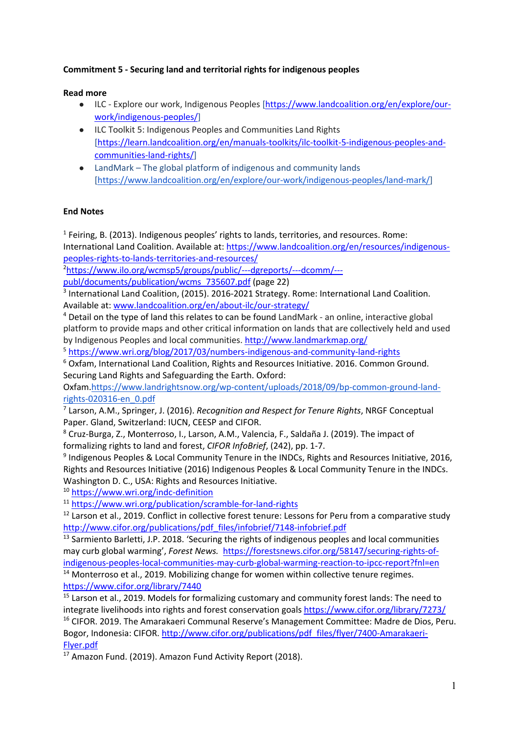**Commitment 5 - Securing land and territorial rights for indigenous peoples**

**Read more**

- ILC - Explore our work, Indigenous Peoples [https://www.landcoalition.org/en/explore/our-work/indigenous-peoples/]
- ILC Toolkit 5: Indigenous Peoples and Communities Land Rights [https://learn.landcoalition.org/en/manuals-toolkits/ilc-toolkit-5-indigenous-peoples-and-communities-land-rights/]
- LandMark – The global platform of indigenous and community lands [https://www.landcoalition.org/en/explore/our-work/indigenous-peoples/land-mark/]

**End Notes**

[1] Feiring, B. (2013). Indigenous peoples' rights to lands, territories, and resources. Rome: International Land Coalition. Available at: https://www.landcoalition.org/en/resources/indigenous-peoples-rights-to-lands-territories-and-resources/

[2] https://www.ilo.org/wcmsp5/groups/public/---dgreports/---dcomm/---publ/documents/publication/wcms_735607.pdf (page 22)

[3] International Land Coalition, (2015). 2016-2021 Strategy. Rome: International Land Coalition. Available at: www.landcoalition.org/en/about-ilc/our-strategy/

[4] Detail on the type of land this relates to can be found LandMark - an online, interactive global platform to provide maps and other critical information on lands that are collectively held and used by Indigenous Peoples and local communities. http://www.landmarkmap.org/

[5] https://www.wri.org/blog/2017/03/numbers-indigenous-and-community-land-rights

[6] Oxfam, International Land Coalition, Rights and Resources Initiative. 2016. Common Ground. Securing Land Rights and Safeguarding the Earth. Oxford: Oxfam.https://www.landrightsnow.org/wp-content/uploads/2018/09/bp-common-ground-land-rights-020316-en_0.pdf

[7] Larson, A.M., Springer, J. (2016). *Recognition and Respect for Tenure Rights*, NRGF Conceptual Paper. Gland, Switzerland: IUCN, CEESP and CIFOR.

[8] Cruz-Burga, Z., Monterroso, I., Larson, A.M., Valencia, F., Saldaña J. (2019). The impact of formalizing rights to land and forest, *CIFOR InfoBrief*, (242), pp. 1-7.

[9] Indigenous Peoples & Local Community Tenure in the INDCs, Rights and Resources Initiative, 2016, Rights and Resources Initiative (2016) Indigenous Peoples & Local Community Tenure in the INDCs. Washington D. C., USA: Rights and Resources Initiative.

[10] https://www.wri.org/indc-definition

[11] https://www.wri.org/publication/scramble-for-land-rights

[12] Larson et al., 2019. Conflict in collective forest tenure: Lessons for Peru from a comparative study http://www.cifor.org/publications/pdf_files/infobrief/7148-infobrief.pdf

[13] Sarmiento Barletti, J.P. 2018. 'Securing the rights of indigenous peoples and local communities may curb global warming', *Forest News.* https://forestsnews.cifor.org/58147/securing-rights-of-indigenous-peoples-local-communities-may-curb-global-warming-reaction-to-ipcc-report?fnl=en

[14] Monterroso et al., 2019. Mobilizing change for women within collective tenure regimes. https://www.cifor.org/library/7440

[15] Larson et al., 2019. Models for formalizing customary and community forest lands: The need to integrate livelihoods into rights and forest conservation goals https://www.cifor.org/library/7273/

[16] CIFOR. 2019. The Amarakaeri Communal Reserve's Management Committee: Madre de Dios, Peru. Bogor, Indonesia: CIFOR. http://www.cifor.org/publications/pdf_files/flyer/7400-Amarakaeri-Flyer.pdf

[17] Amazon Fund. (2019). Amazon Fund Activity Report (2018).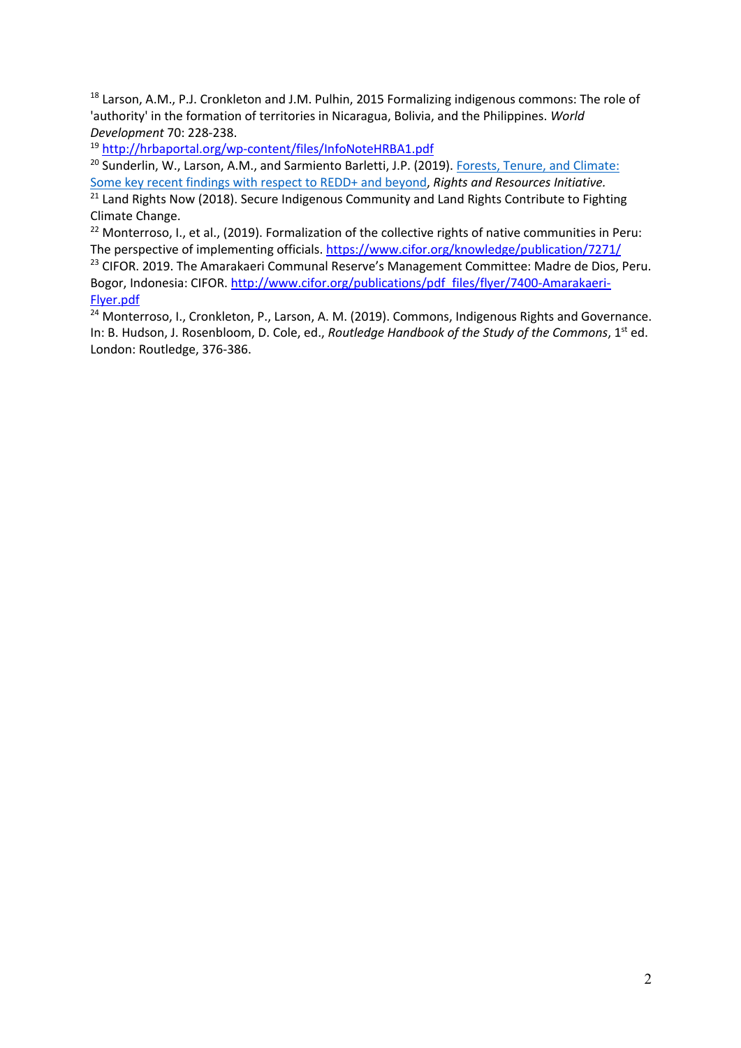[18] Larson, A.M., P.J. Cronkleton and J.M. Pulhin, 2015 Formalizing indigenous commons: The role of 'authority' in the formation of territories in Nicaragua, Bolivia, and the Philippines. *World Development* 70: 228-238.

[19] http://hrbaportal.org/wp-content/files/InfoNoteHRBA1.pdf

[20] Sunderlin, W., Larson, A.M., and Sarmiento Barletti, J.P. (2019). Forests, Tenure, and Climate: Some key recent findings with respect to REDD+ and beyond, *Rights and Resources Initiative.*

[21] Land Rights Now (2018). Secure Indigenous Community and Land Rights Contribute to Fighting Climate Change.

[22] Monterroso, I., et al., (2019). Formalization of the collective rights of native communities in Peru: The perspective of implementing officials. https://www.cifor.org/knowledge/publication/7271/

[23] CIFOR. 2019. The Amarakaeri Communal Reserve's Management Committee: Madre de Dios, Peru. Bogor, Indonesia: CIFOR. http://www.cifor.org/publications/pdf_files/flyer/7400-Amarakaeri-Flyer.pdf

[24] Monterroso, I., Cronkleton, P., Larson, A. M. (2019). Commons, Indigenous Rights and Governance. In: B. Hudson, J. Rosenbloom, D. Cole, ed., *Routledge Handbook of the Study of the Commons*, 1st ed. London: Routledge, 376-386.